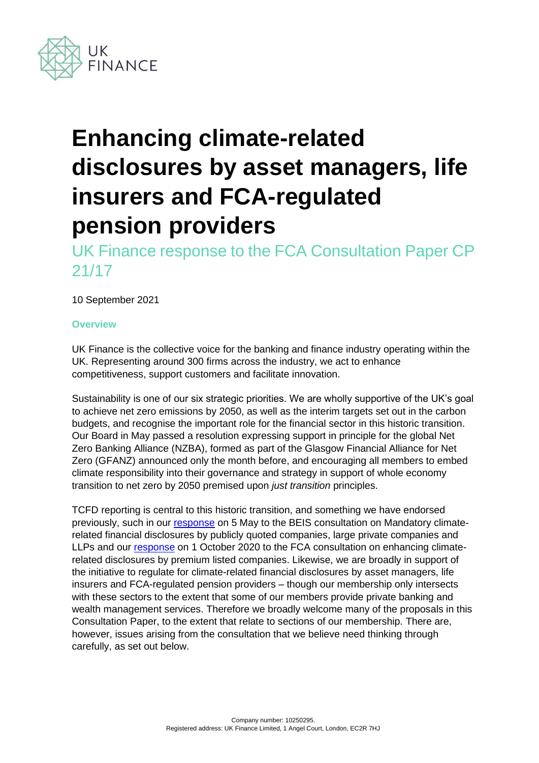# Enhancing climate-related disclosures by asset managers, life insurers and FCA-regulated pension providers

## UK Finance response to the FCA Consultation Paper CP 21/17

10 September 2021

### Overview

UK Finance is the collective voice for the banking and finance industry operating within the UK. Representing around 300 firms across the industry, we act to enhance competitiveness, support customers and facilitate innovation.

Sustainability is one of our six strategic priorities. We are wholly supportive of the UK's goal to achieve net zero emissions by 2050, as well as the interim targets set out in the carbon budgets, and recognise the important role for the financial sector in this historic transition. Our Board in May passed a resolution expressing support in principle for the global Net Zero Banking Alliance (NZBA), formed as part of the Glasgow Financial Alliance for Net Zero (GFANZ) announced only the month before, and encouraging all members to embed climate responsibility into their governance and strategy in support of whole economy transition to net zero by 2050 premised upon *just transition* principles.

TCFD reporting is central to this historic transition, and something we have endorsed previously, such in our response on 5 May to the BEIS consultation on Mandatory climate-related financial disclosures by publicly quoted companies, large private companies and LLPs and our response on 1 October 2020 to the FCA consultation on enhancing climate-related disclosures by premium listed companies. Likewise, we are broadly in support of the initiative to regulate for climate-related financial disclosures by asset managers, life insurers and FCA-regulated pension providers – though our membership only intersects with these sectors to the extent that some of our members provide private banking and wealth management services. Therefore we broadly welcome many of the proposals in this Consultation Paper, to the extent that relate to sections of our membership. There are, however, issues arising from the consultation that we believe need thinking through carefully, as set out below.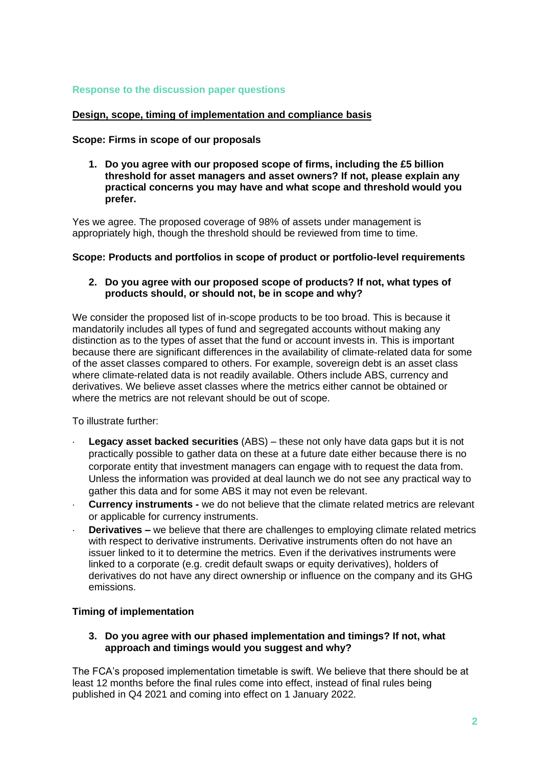## Response to the discussion paper questions

### Design, scope, timing of implementation and compliance basis

**Scope: Firms in scope of our proposals**

1. **Do you agree with our proposed scope of firms, including the £5 billion threshold for asset managers and asset owners? If not, please explain any practical concerns you may have and what scope and threshold would you prefer.**

Yes we agree. The proposed coverage of 98% of assets under management is appropriately high, though the threshold should be reviewed from time to time.

**Scope: Products and portfolios in scope of product or portfolio-level requirements**

2. **Do you agree with our proposed scope of products? If not, what types of products should, or should not, be in scope and why?**

We consider the proposed list of in-scope products to be too broad. This is because it mandatorily includes all types of fund and segregated accounts without making any distinction as to the types of asset that the fund or account invests in. This is important because there are significant differences in the availability of climate-related data for some of the asset classes compared to others. For example, sovereign debt is an asset class where climate-related data is not readily available. Others include ABS, currency and derivatives. We believe asset classes where the metrics either cannot be obtained or where the metrics are not relevant should be out of scope.

To illustrate further:

- **Legacy asset backed securities** (ABS) – these not only have data gaps but it is not practically possible to gather data on these at a future date either because there is no corporate entity that investment managers can engage with to request the data from. Unless the information was provided at deal launch we do not see any practical way to gather this data and for some ABS it may not even be relevant.
- **Currency instruments -** we do not believe that the climate related metrics are relevant or applicable for currency instruments.
- **Derivatives –** we believe that there are challenges to employing climate related metrics with respect to derivative instruments. Derivative instruments often do not have an issuer linked to it to determine the metrics. Even if the derivatives instruments were linked to a corporate (e.g. credit default swaps or equity derivatives), holders of derivatives do not have any direct ownership or influence on the company and its GHG emissions.

**Timing of implementation**

3. **Do you agree with our phased implementation and timings? If not, what approach and timings would you suggest and why?**

The FCA's proposed implementation timetable is swift. We believe that there should be at least 12 months before the final rules come into effect, instead of final rules being published in Q4 2021 and coming into effect on 1 January 2022.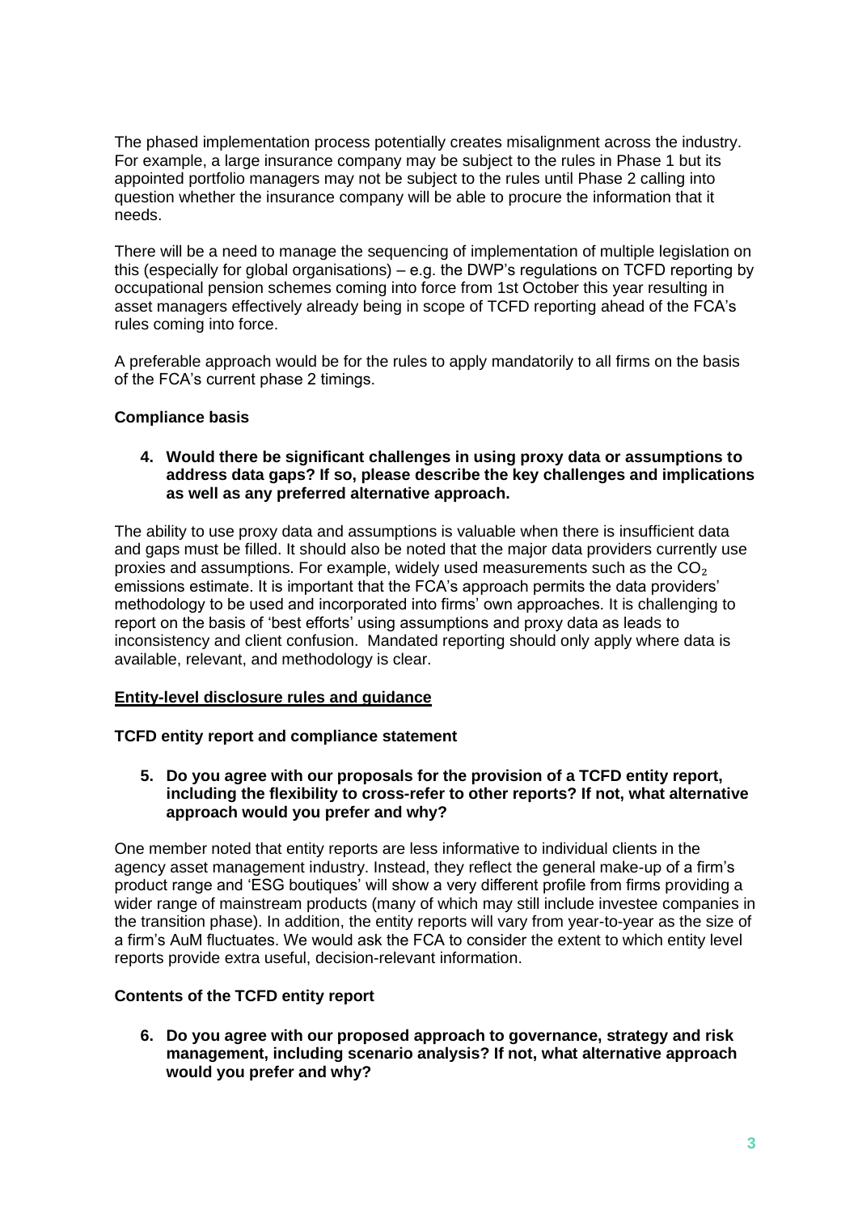The phased implementation process potentially creates misalignment across the industry. For example, a large insurance company may be subject to the rules in Phase 1 but its appointed portfolio managers may not be subject to the rules until Phase 2 calling into question whether the insurance company will be able to procure the information that it needs.

There will be a need to manage the sequencing of implementation of multiple legislation on this (especially for global organisations) – e.g. the DWP's regulations on TCFD reporting by occupational pension schemes coming into force from 1st October this year resulting in asset managers effectively already being in scope of TCFD reporting ahead of the FCA's rules coming into force.

A preferable approach would be for the rules to apply mandatorily to all firms on the basis of the FCA's current phase 2 timings.

**Compliance basis**

4. **Would there be significant challenges in using proxy data or assumptions to address data gaps? If so, please describe the key challenges and implications as well as any preferred alternative approach.**

The ability to use proxy data and assumptions is valuable when there is insufficient data and gaps must be filled. It should also be noted that the major data providers currently use proxies and assumptions. For example, widely used measurements such as the $CO_2$ emissions estimate. It is important that the FCA's approach permits the data providers' methodology to be used and incorporated into firms' own approaches. It is challenging to report on the basis of 'best efforts' using assumptions and proxy data as leads to inconsistency and client confusion. Mandated reporting should only apply where data is available, relevant, and methodology is clear.

**Entity-level disclosure rules and guidance**

**TCFD entity report and compliance statement**

5. **Do you agree with our proposals for the provision of a TCFD entity report, including the flexibility to cross-refer to other reports? If not, what alternative approach would you prefer and why?**

One member noted that entity reports are less informative to individual clients in the agency asset management industry. Instead, they reflect the general make-up of a firm's product range and 'ESG boutiques' will show a very different profile from firms providing a wider range of mainstream products (many of which may still include investee companies in the transition phase). In addition, the entity reports will vary from year-to-year as the size of a firm's AuM fluctuates. We would ask the FCA to consider the extent to which entity level reports provide extra useful, decision-relevant information.

**Contents of the TCFD entity report**

6. **Do you agree with our proposed approach to governance, strategy and risk management, including scenario analysis? If not, what alternative approach would you prefer and why?**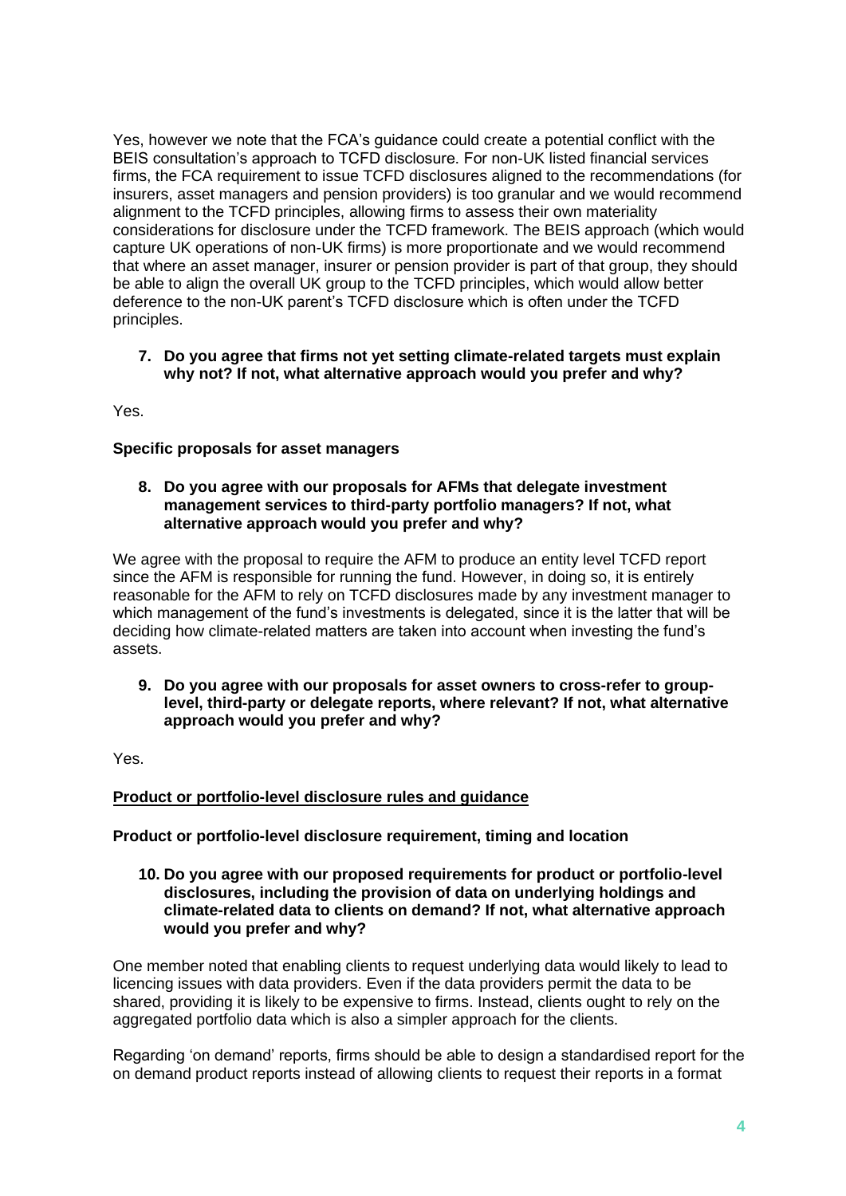Yes, however we note that the FCA's guidance could create a potential conflict with the BEIS consultation's approach to TCFD disclosure. For non-UK listed financial services firms, the FCA requirement to issue TCFD disclosures aligned to the recommendations (for insurers, asset managers and pension providers) is too granular and we would recommend alignment to the TCFD principles, allowing firms to assess their own materiality considerations for disclosure under the TCFD framework. The BEIS approach (which would capture UK operations of non-UK firms) is more proportionate and we would recommend that where an asset manager, insurer or pension provider is part of that group, they should be able to align the overall UK group to the TCFD principles, which would allow better deference to the non-UK parent's TCFD disclosure which is often under the TCFD principles.

7. **Do you agree that firms not yet setting climate-related targets must explain why not? If not, what alternative approach would you prefer and why?**

Yes.

**Specific proposals for asset managers**

8. **Do you agree with our proposals for AFMs that delegate investment management services to third-party portfolio managers? If not, what alternative approach would you prefer and why?**

We agree with the proposal to require the AFM to produce an entity level TCFD report since the AFM is responsible for running the fund. However, in doing so, it is entirely reasonable for the AFM to rely on TCFD disclosures made by any investment manager to which management of the fund's investments is delegated, since it is the latter that will be deciding how climate-related matters are taken into account when investing the fund's assets.

9. **Do you agree with our proposals for asset owners to cross-refer to group-level, third-party or delegate reports, where relevant? If not, what alternative approach would you prefer and why?**

Yes.

**Product or portfolio-level disclosure rules and guidance**

**Product or portfolio-level disclosure requirement, timing and location**

10. **Do you agree with our proposed requirements for product or portfolio-level disclosures, including the provision of data on underlying holdings and climate-related data to clients on demand? If not, what alternative approach would you prefer and why?**

One member noted that enabling clients to request underlying data would likely to lead to licencing issues with data providers. Even if the data providers permit the data to be shared, providing it is likely to be expensive to firms. Instead, clients ought to rely on the aggregated portfolio data which is also a simpler approach for the clients.

Regarding 'on demand' reports, firms should be able to design a standardised report for the on demand product reports instead of allowing clients to request their reports in a format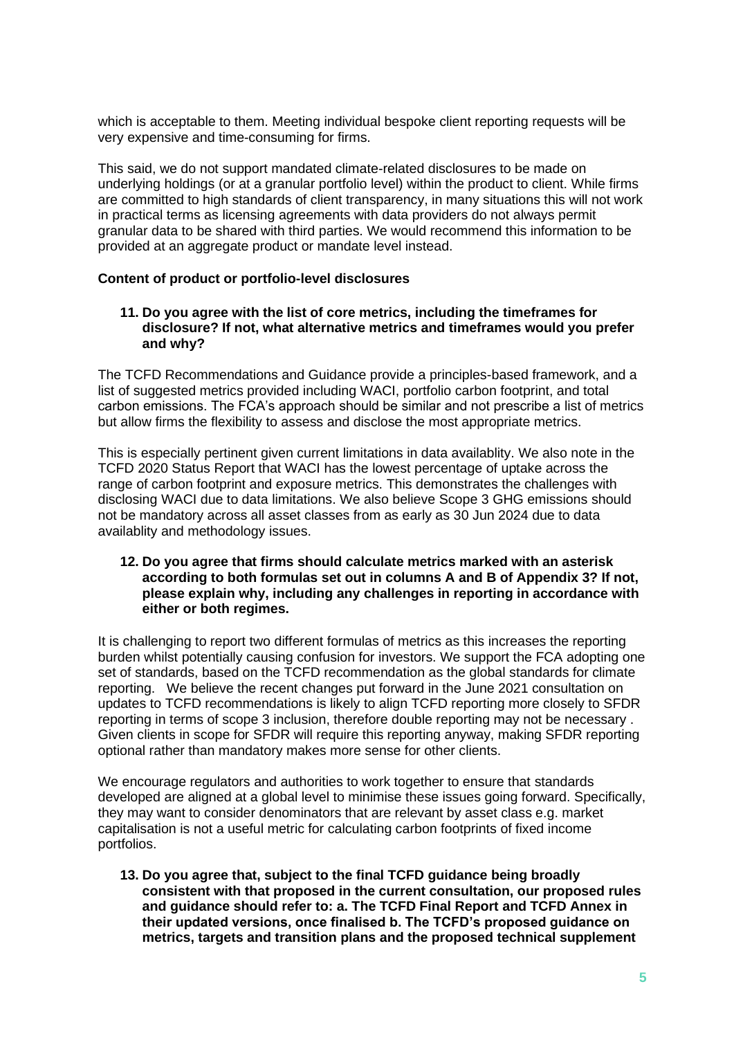which is acceptable to them. Meeting individual bespoke client reporting requests will be very expensive and time-consuming for firms.

This said, we do not support mandated climate-related disclosures to be made on underlying holdings (or at a granular portfolio level) within the product to client. While firms are committed to high standards of client transparency, in many situations this will not work in practical terms as licensing agreements with data providers do not always permit granular data to be shared with third parties. We would recommend this information to be provided at an aggregate product or mandate level instead.

**Content of product or portfolio-level disclosures**

**11. Do you agree with the list of core metrics, including the timeframes for disclosure? If not, what alternative metrics and timeframes would you prefer and why?**

The TCFD Recommendations and Guidance provide a principles-based framework, and a list of suggested metrics provided including WACI, portfolio carbon footprint, and total carbon emissions. The FCA's approach should be similar and not prescribe a list of metrics but allow firms the flexibility to assess and disclose the most appropriate metrics.

This is especially pertinent given current limitations in data availablity. We also note in the TCFD 2020 Status Report that WACI has the lowest percentage of uptake across the range of carbon footprint and exposure metrics. This demonstrates the challenges with disclosing WACI due to data limitations. We also believe Scope 3 GHG emissions should not be mandatory across all asset classes from as early as 30 Jun 2024 due to data availablity and methodology issues.

**12. Do you agree that firms should calculate metrics marked with an asterisk according to both formulas set out in columns A and B of Appendix 3? If not, please explain why, including any challenges in reporting in accordance with either or both regimes.**

It is challenging to report two different formulas of metrics as this increases the reporting burden whilst potentially causing confusion for investors. We support the FCA adopting one set of standards, based on the TCFD recommendation as the global standards for climate reporting. We believe the recent changes put forward in the June 2021 consultation on updates to TCFD recommendations is likely to align TCFD reporting more closely to SFDR reporting in terms of scope 3 inclusion, therefore double reporting may not be necessary . Given clients in scope for SFDR will require this reporting anyway, making SFDR reporting optional rather than mandatory makes more sense for other clients.

We encourage regulators and authorities to work together to ensure that standards developed are aligned at a global level to minimise these issues going forward. Specifically, they may want to consider denominators that are relevant by asset class e.g. market capitalisation is not a useful metric for calculating carbon footprints of fixed income portfolios.

**13. Do you agree that, subject to the final TCFD guidance being broadly consistent with that proposed in the current consultation, our proposed rules and guidance should refer to: a. The TCFD Final Report and TCFD Annex in their updated versions, once finalised b. The TCFD's proposed guidance on metrics, targets and transition plans and the proposed technical supplement**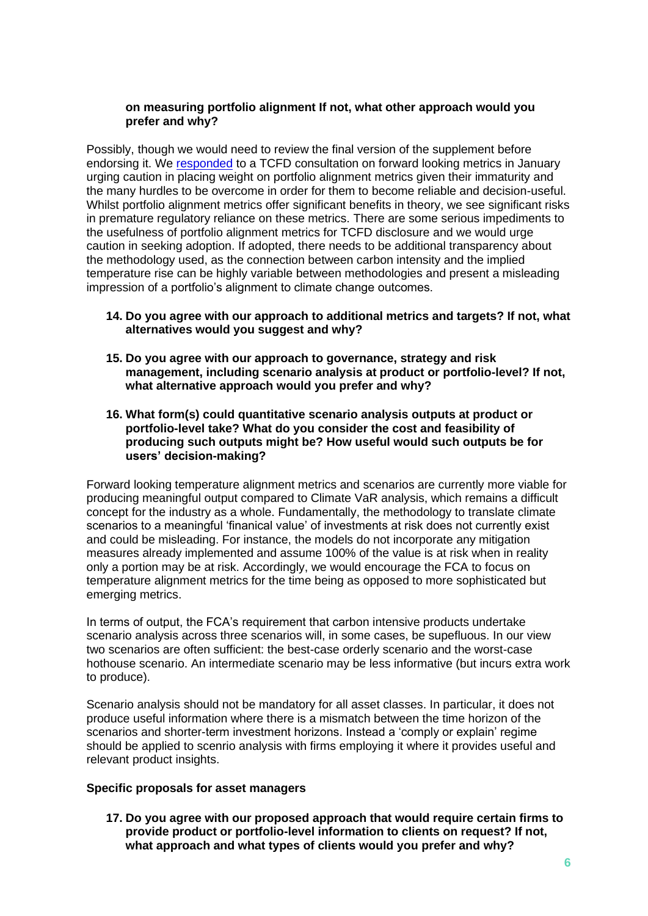**on measuring portfolio alignment If not, what other approach would you prefer and why?**

Possibly, though we would need to review the final version of the supplement before endorsing it. We responded to a TCFD consultation on forward looking metrics in January urging caution in placing weight on portfolio alignment metrics given their immaturity and the many hurdles to be overcome in order for them to become reliable and decision-useful. Whilst portfolio alignment metrics offer significant benefits in theory, we see significant risks in premature regulatory reliance on these metrics. There are some serious impediments to the usefulness of portfolio alignment metrics for TCFD disclosure and we would urge caution in seeking adoption. If adopted, there needs to be additional transparency about the methodology used, as the connection between carbon intensity and the implied temperature rise can be highly variable between methodologies and present a misleading impression of a portfolio's alignment to climate change outcomes.

14. **Do you agree with our approach to additional metrics and targets? If not, what alternatives would you suggest and why?**

15. **Do you agree with our approach to governance, strategy and risk management, including scenario analysis at product or portfolio-level? If not, what alternative approach would you prefer and why?**

16. **What form(s) could quantitative scenario analysis outputs at product or portfolio-level take? What do you consider the cost and feasibility of producing such outputs might be? How useful would such outputs be for users' decision-making?**

Forward looking temperature alignment metrics and scenarios are currently more viable for producing meaningful output compared to Climate VaR analysis, which remains a difficult concept for the industry as a whole. Fundamentally, the methodology to translate climate scenarios to a meaningful 'finanical value' of investments at risk does not currently exist and could be misleading. For instance, the models do not incorporate any mitigation measures already implemented and assume 100% of the value is at risk when in reality only a portion may be at risk. Accordingly, we would encourage the FCA to focus on temperature alignment metrics for the time being as opposed to more sophisticated but emerging metrics.

In terms of output, the FCA's requirement that carbon intensive products undertake scenario analysis across three scenarios will, in some cases, be supefluous. In our view two scenarios are often sufficient: the best-case orderly scenario and the worst-case hothouse scenario. An intermediate scenario may be less informative (but incurs extra work to produce).

Scenario analysis should not be mandatory for all asset classes. In particular, it does not produce useful information where there is a mismatch between the time horizon of the scenarios and shorter-term investment horizons. Instead a 'comply or explain' regime should be applied to scenrio analysis with firms employing it where it provides useful and relevant product insights.

**Specific proposals for asset managers**

17. **Do you agree with our proposed approach that would require certain firms to provide product or portfolio-level information to clients on request? If not, what approach and what types of clients would you prefer and why?**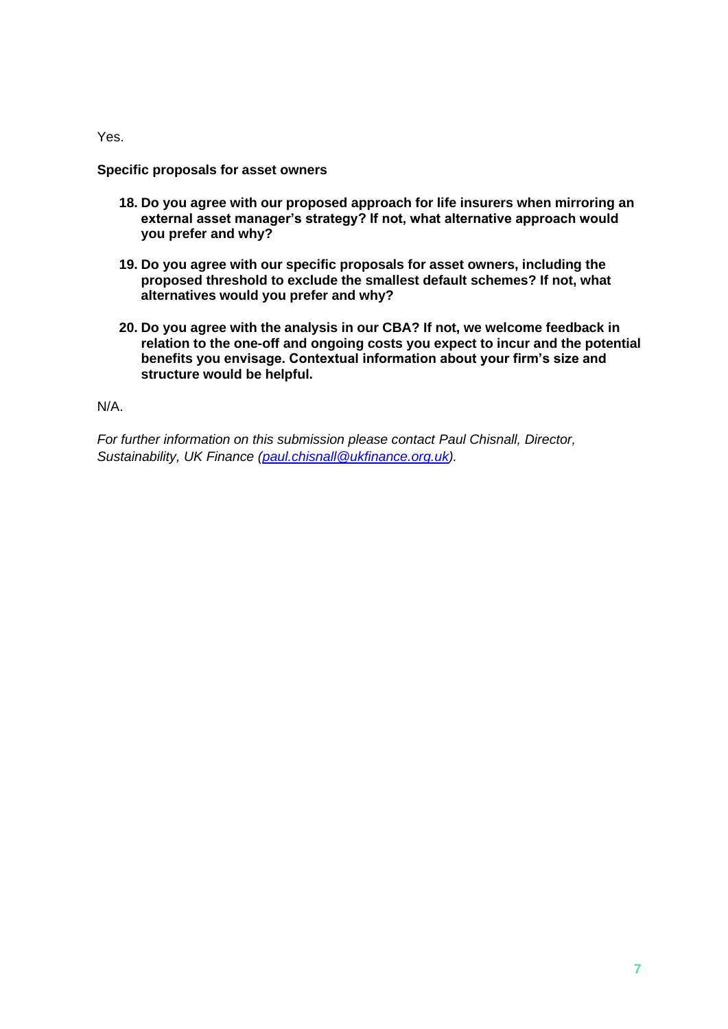Yes.

**Specific proposals for asset owners**

18. **Do you agree with our proposed approach for life insurers when mirroring an external asset manager's strategy? If not, what alternative approach would you prefer and why?**

19. **Do you agree with our specific proposals for asset owners, including the proposed threshold to exclude the smallest default schemes? If not, what alternatives would you prefer and why?**

20. **Do you agree with the analysis in our CBA? If not, we welcome feedback in relation to the one-off and ongoing costs you expect to incur and the potential benefits you envisage. Contextual information about your firm's size and structure would be helpful.**

N/A.

*For further information on this submission please contact Paul Chisnall, Director, Sustainability, UK Finance ([paul.chisnall@ukfinance.org.uk](mailto:paul.chisnall@ukfinance.org.uk)).*